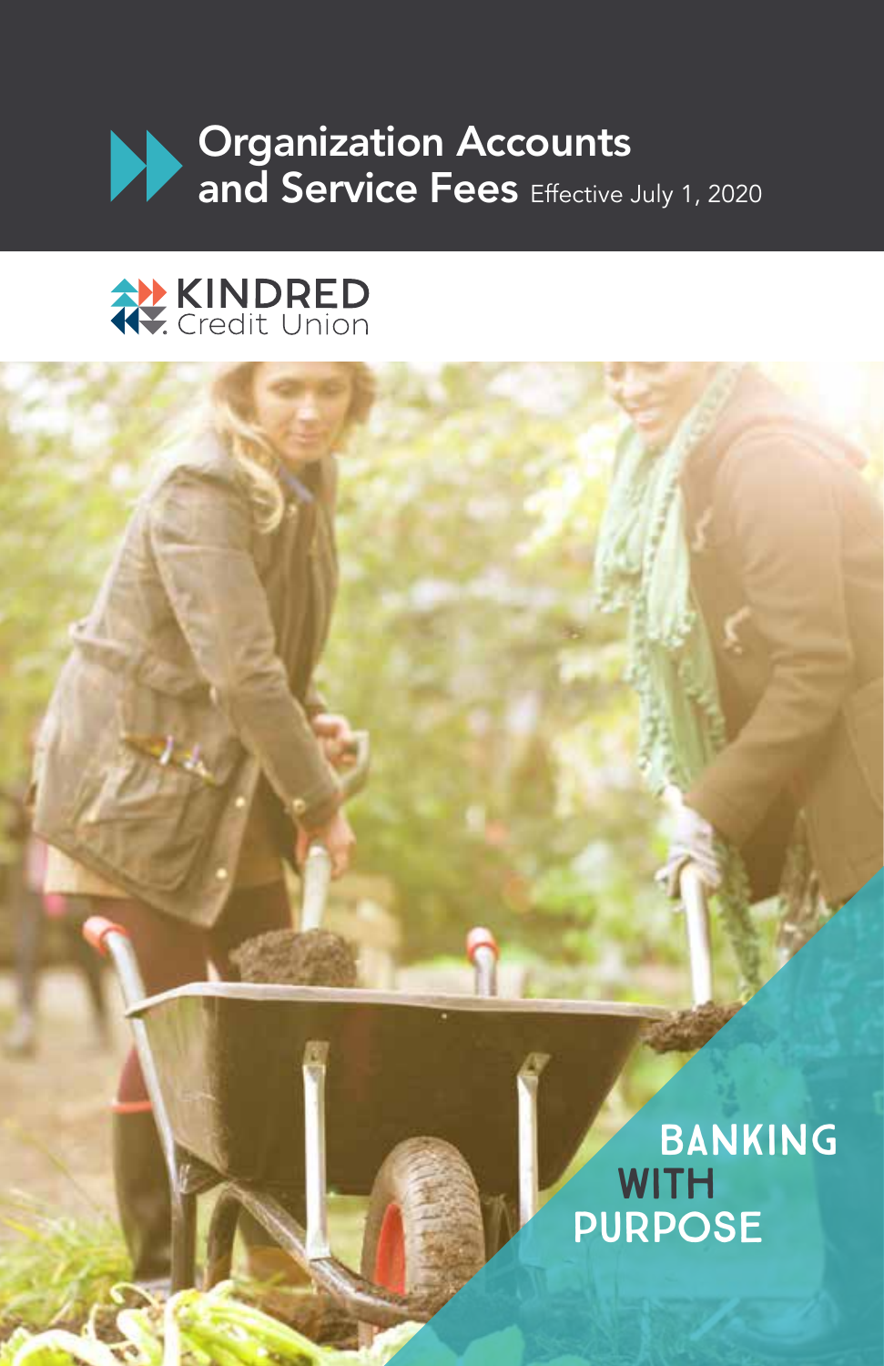# Organization Accounts and Service Fees

Effective July 1, 2020

KINDRED Credit Union

BANKING WITH PURPOSE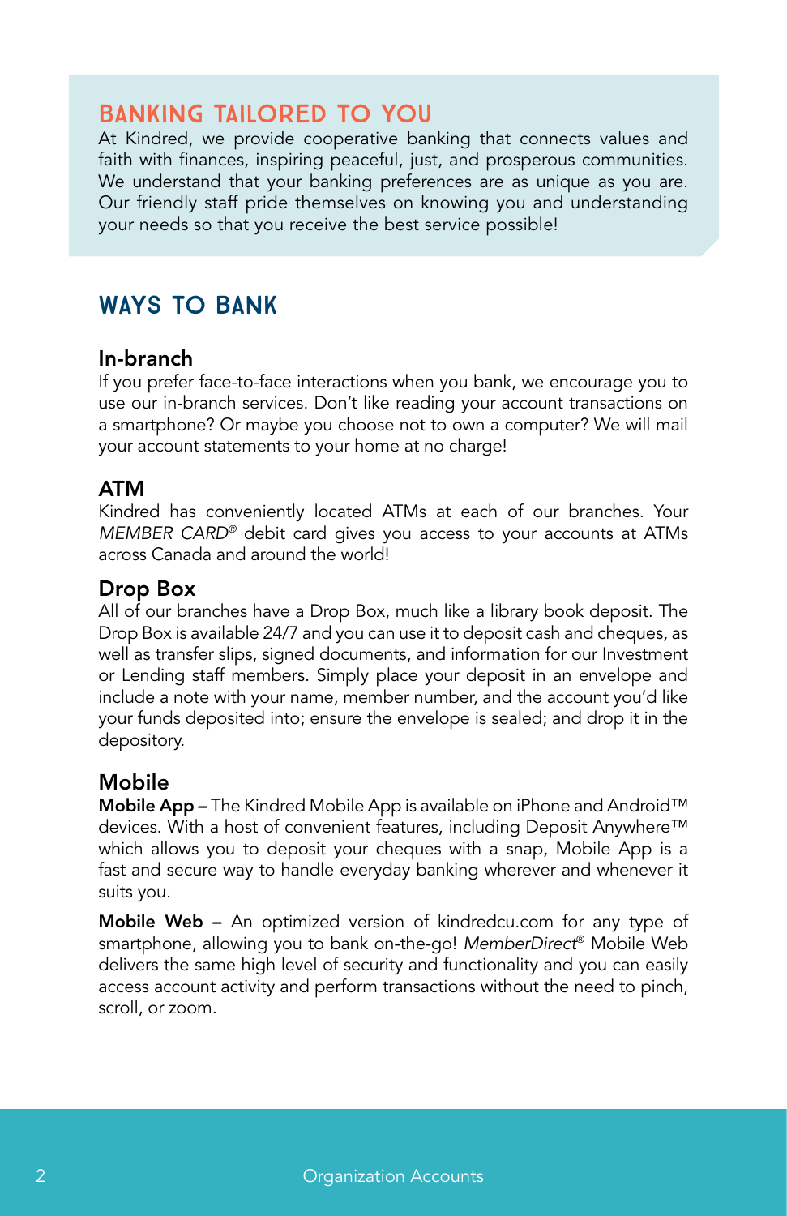## BANKING TAILORED TO YOU

At Kindred, we provide cooperative banking that connects values and faith with finances, inspiring peaceful, just, and prosperous communities. We understand that your banking preferences are as unique as you are. Our friendly staff pride themselves on knowing you and understanding your needs so that you receive the best service possible!

## WAYS TO BANK

### In-branch

If you prefer face-to-face interactions when you bank, we encourage you to use our in-branch services. Don't like reading your account transactions on a smartphone? Or maybe you choose not to own a computer? We will mail your account statements to your home at no charge!

### ATM

Kindred has conveniently located ATMs at each of our branches. Your *MEMBER CARD®* debit card gives you access to your accounts at ATMs across Canada and around the world!

### Drop Box

All of our branches have a Drop Box, much like a library book deposit. The Drop Box is available 24/7 and you can use it to deposit cash and cheques, as well as transfer slips, signed documents, and information for our Investment or Lending staff members. Simply place your deposit in an envelope and include a note with your name, member number, and the account you'd like your funds deposited into; ensure the envelope is sealed; and drop it in the depository.

### Mobile

**Mobile App –** The Kindred Mobile App is available on iPhone and Android™ devices. With a host of convenient features, including Deposit Anywhere™ which allows you to deposit your cheques with a snap, Mobile App is a fast and secure way to handle everyday banking wherever and whenever it suits you.

**Mobile Web –** An optimized version of kindredcu.com for any type of smartphone, allowing you to bank on-the-go! *MemberDirect®* Mobile Web delivers the same high level of security and functionality and you can easily access account activity and perform transactions without the need to pinch, scroll, or zoom.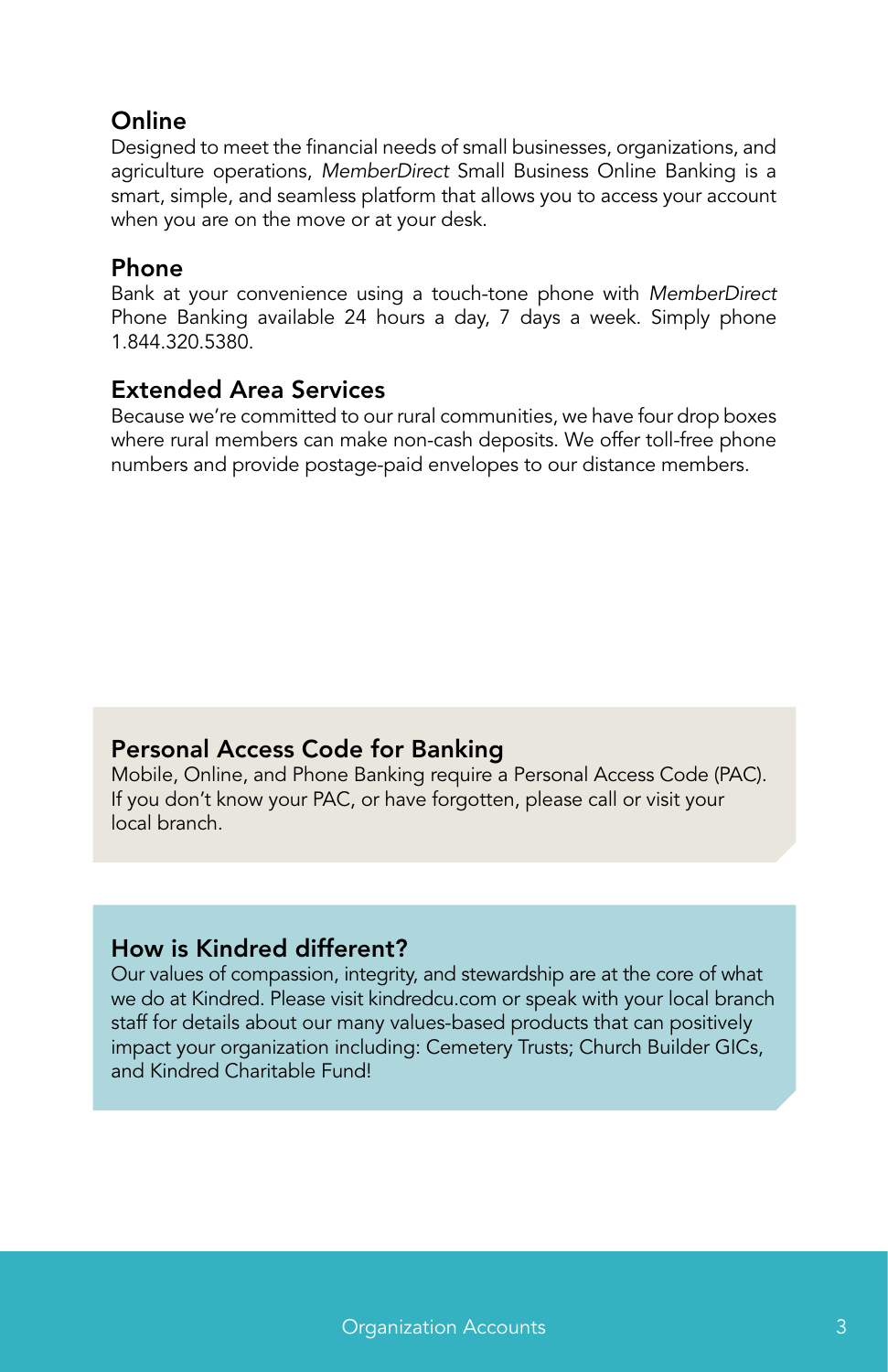## Online

Designed to meet the financial needs of small businesses, organizations, and agriculture operations, *MemberDirect* Small Business Online Banking is a smart, simple, and seamless platform that allows you to access your account when you are on the move or at your desk.

## Phone

Bank at your convenience using a touch-tone phone with *MemberDirect* Phone Banking available 24 hours a day, 7 days a week. Simply phone 1.844.320.5380.

## Extended Area Services

Because we're committed to our rural communities, we have four drop boxes where rural members can make non-cash deposits. We offer toll-free phone numbers and provide postage-paid envelopes to our distance members.

## Personal Access Code for Banking

Mobile, Online, and Phone Banking require a Personal Access Code (PAC). If you don't know your PAC, or have forgotten, please call or visit your local branch.

## How is Kindred different?

Our values of compassion, integrity, and stewardship are at the core of what we do at Kindred. Please visit kindredcu.com or speak with your local branch staff for details about our many values-based products that can positively impact your organization including: Cemetery Trusts; Church Builder GICs, and Kindred Charitable Fund!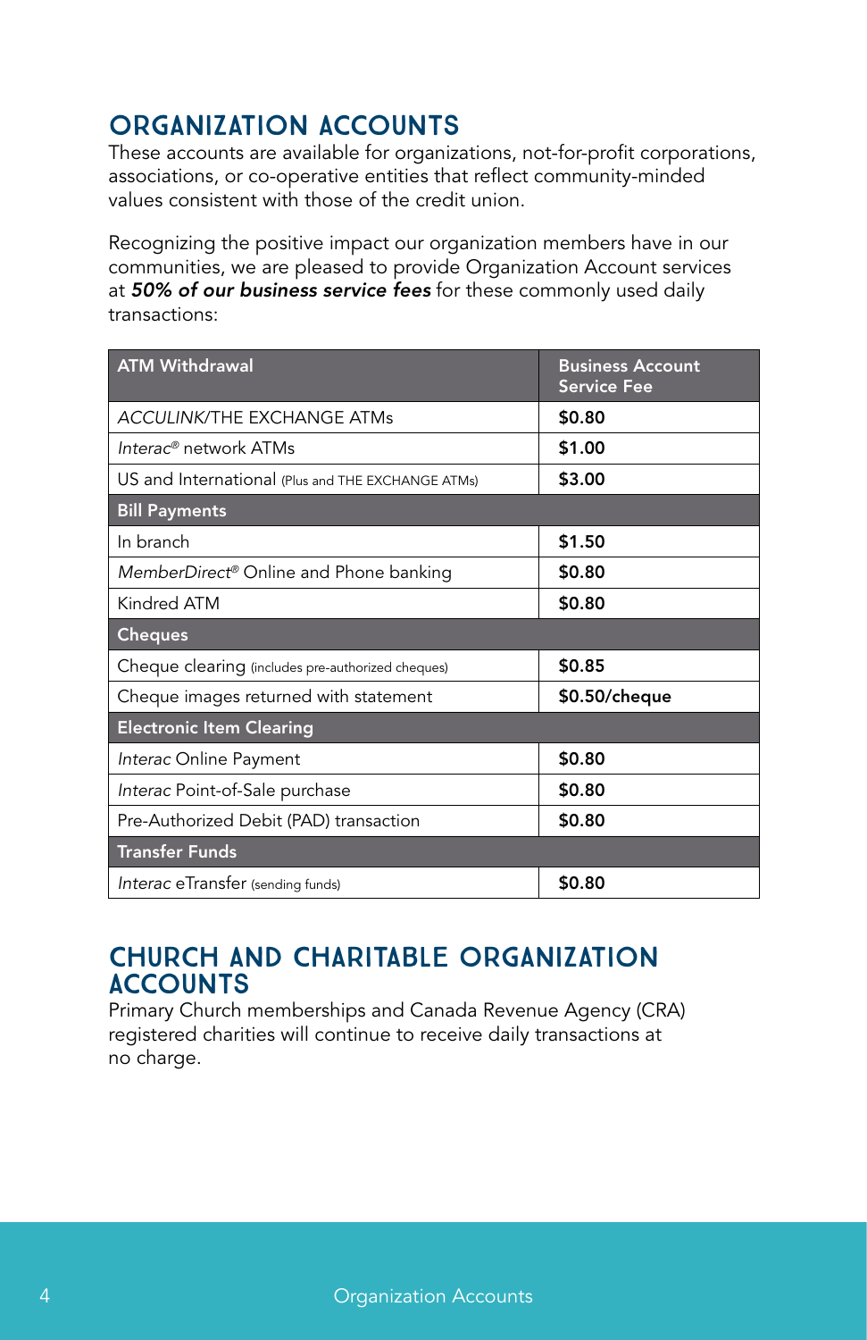## ORGANIZATION ACCOUNTS

These accounts are available for organizations, not-for-profit corporations, associations, or co-operative entities that reflect community-minded values consistent with those of the credit union.

Recognizing the positive impact our organization members have in our communities, we are pleased to provide Organization Account services at ***50% of our business service fees*** for these commonly used daily transactions:

| ATM Withdrawal | Business Account Service Fee |
|---|---|
| *ACCULINK*/THE EXCHANGE ATMs | **$0.80** |
| *Interac®* network ATMs | **$1.00** |
| US and International (Plus and THE EXCHANGE ATMs) | **$3.00** |
| **Bill Payments** | |
| In branch | **$1.50** |
| *MemberDirect®* Online and Phone banking | **$0.80** |
| Kindred ATM | **$0.80** |
| **Cheques** | |
| Cheque clearing (includes pre-authorized cheques) | **$0.85** |
| Cheque images returned with statement | **$0.50/cheque** |
| **Electronic Item Clearing** | |
| *Interac* Online Payment | **$0.80** |
| *Interac* Point-of-Sale purchase | **$0.80** |
| Pre-Authorized Debit (PAD) transaction | **$0.80** |
| **Transfer Funds** | |
| *Interac* eTransfer (sending funds) | **$0.80** |

## CHURCH AND CHARITABLE ORGANIZATION ACCOUNTS

Primary Church memberships and Canada Revenue Agency (CRA) registered charities will continue to receive daily transactions at no charge.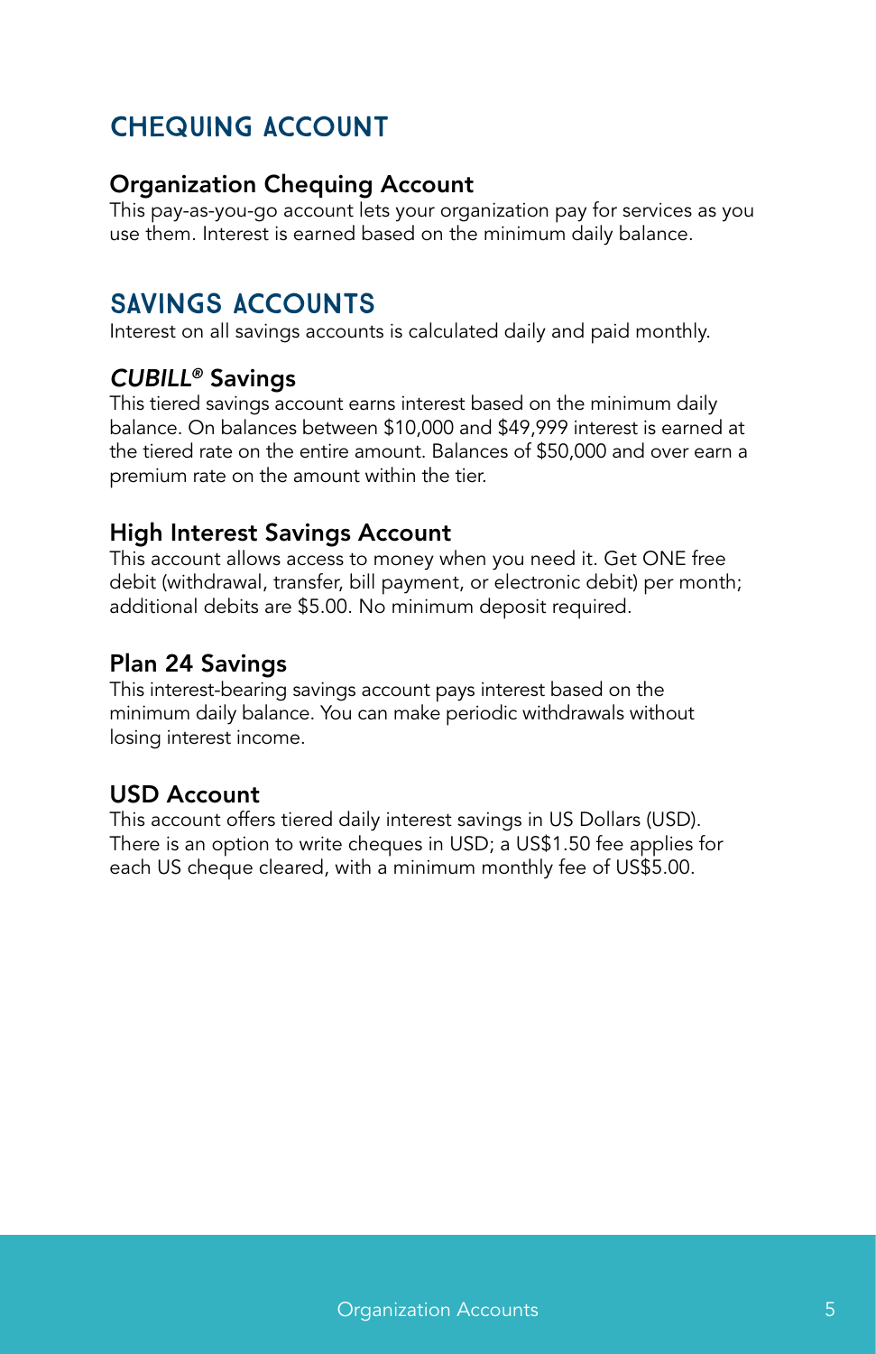## CHEQUING ACCOUNT

### Organization Chequing Account

This pay-as-you-go account lets your organization pay for services as you use them. Interest is earned based on the minimum daily balance.

## SAVINGS ACCOUNTS

Interest on all savings accounts is calculated daily and paid monthly.

### *CUBILL®* Savings

This tiered savings account earns interest based on the minimum daily balance. On balances between $10,000 and $49,999 interest is earned at the tiered rate on the entire amount. Balances of $50,000 and over earn a premium rate on the amount within the tier.

### High Interest Savings Account

This account allows access to money when you need it. Get ONE free debit (withdrawal, transfer, bill payment, or electronic debit) per month; additional debits are $5.00. No minimum deposit required.

### Plan 24 Savings

This interest-bearing savings account pays interest based on the minimum daily balance. You can make periodic withdrawals without losing interest income.

### USD Account

This account offers tiered daily interest savings in US Dollars (USD). There is an option to write cheques in USD; a US$1.50 fee applies for each US cheque cleared, with a minimum monthly fee of US$5.00.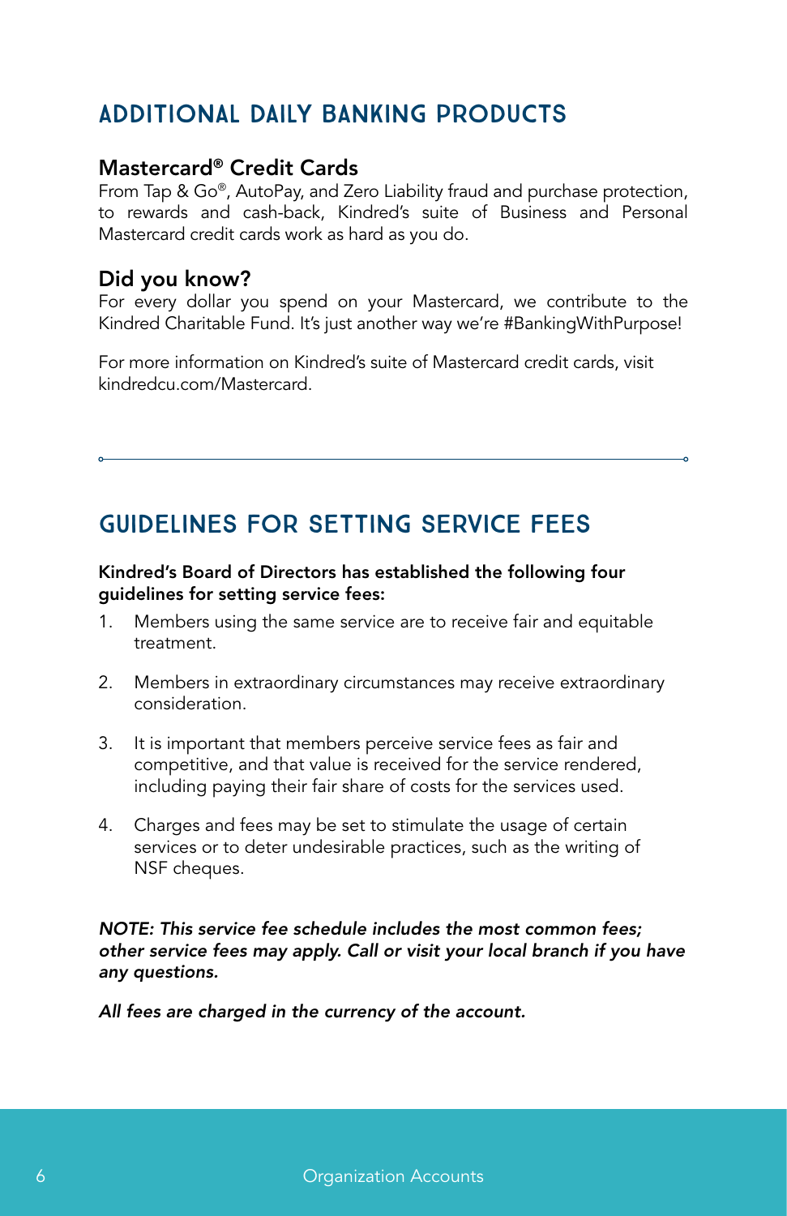## ADDITIONAL DAILY BANKING PRODUCTS

### Mastercard® Credit Cards

From Tap & Go®, AutoPay, and Zero Liability fraud and purchase protection, to rewards and cash-back, Kindred's suite of Business and Personal Mastercard credit cards work as hard as you do.

### Did you know?

For every dollar you spend on your Mastercard, we contribute to the Kindred Charitable Fund. It's just another way we're #BankingWithPurpose!

For more information on Kindred's suite of Mastercard credit cards, visit kindredcu.com/Mastercard.

---

## GUIDELINES FOR SETTING SERVICE FEES

**Kindred's Board of Directors has established the following four guidelines for setting service fees:**

1. Members using the same service are to receive fair and equitable treatment.
2. Members in extraordinary circumstances may receive extraordinary consideration.
3. It is important that members perceive service fees as fair and competitive, and that value is received for the service rendered, including paying their fair share of costs for the services used.
4. Charges and fees may be set to stimulate the usage of certain services or to deter undesirable practices, such as the writing of NSF cheques.

***NOTE: This service fee schedule includes the most common fees; other service fees may apply. Call or visit your local branch if you have any questions.***

***All fees are charged in the currency of the account.***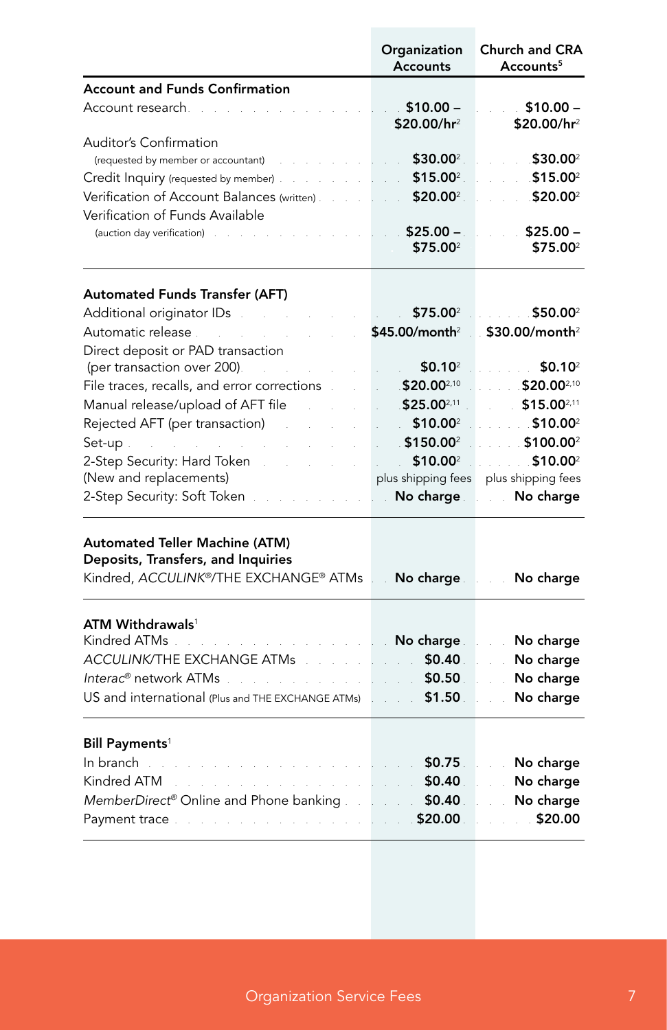| | Organization Accounts | Church and CRA Accounts[5] |
|---|---|---|
| **Account and Funds Confirmation** | | |
| Account research | **$10.00 – $20.00/hr**[2] | **$10.00 – $20.00/hr**[2] |
| Auditor's Confirmation (requested by member or accountant) | **$30.00**[2] | **$30.00**[2] |
| Credit Inquiry (requested by member) | **$15.00**[2] | **$15.00**[2] |
| Verification of Account Balances (written) | **$20.00**[2] | **$20.00**[2] |
| Verification of Funds Available (auction day verification) | **$25.00 – $75.00**[2] | **$25.00 – $75.00**[2] |
| **Automated Funds Transfer (AFT)** | | |
| Additional originator IDs | **$75.00**[2] | **$50.00**[2] |
| Automatic release | **$45.00/month**[2] | **$30.00/month**[2] |
| Direct deposit or PAD transaction (per transaction over 200) | **$0.10**[2] | **$0.10**[2] |
| File traces, recalls, and error corrections | **$20.00**[2,10] | **$20.00**[2,10] |
| Manual release/upload of AFT file | **$25.00**[2,11] | **$15.00**[2,11] |
| Rejected AFT (per transaction) | **$10.00**[2] | **$10.00**[2] |
| Set-up | **$150.00**[2] | **$100.00**[2] |
| 2-Step Security: Hard Token (New and replacements) | **$10.00**[2] plus shipping fees | **$10.00**[2] plus shipping fees |
| 2-Step Security: Soft Token | **No charge** | **No charge** |
| **Automated Teller Machine (ATM) Deposits, Transfers, and Inquiries** | | |
| Kindred, *ACCULINK*®/THE EXCHANGE® ATMs | **No charge** | **No charge** |
| **ATM Withdrawals**[1] | | |
| Kindred ATMs | **No charge** | **No charge** |
| *ACCULINK*/THE EXCHANGE ATMs | **$0.40** | **No charge** |
| *Interac*® network ATMs | **$0.50** | **No charge** |
| US and international (Plus and THE EXCHANGE ATMs) | **$1.50** | **No charge** |
| **Bill Payments**[1] | | |
| In branch | **$0.75** | **No charge** |
| Kindred ATM | **$0.40** | **No charge** |
| *MemberDirect*® Online and Phone banking | **$0.40** | **No charge** |
| Payment trace | **$20.00** | **$20.00** |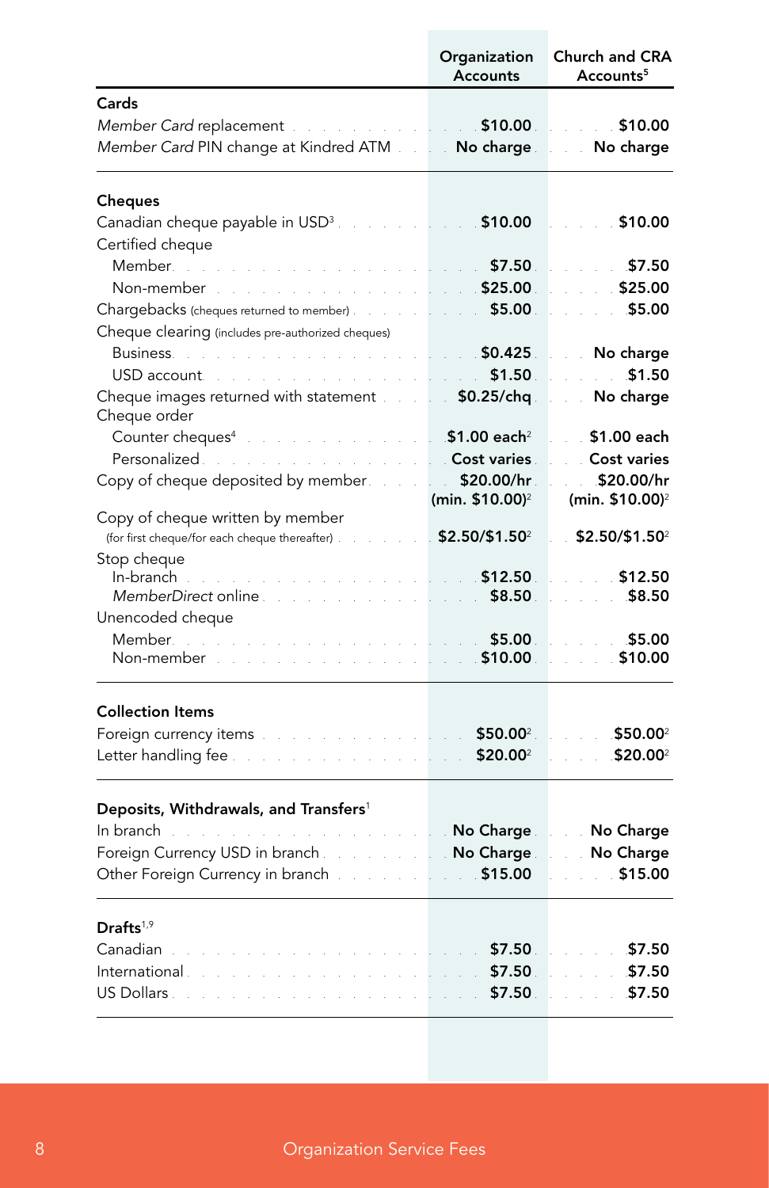| | Organization Accounts | Church and CRA Accounts[5] |
|---|---|---|
| **Cards** | | |
| *Member Card* replacement | **$10.00** | **$10.00** |
| *Member Card* PIN change at Kindred ATM | **No charge** | **No charge** |
| **Cheques** | | |
| Canadian cheque payable in USD[3] | **$10.00** | **$10.00** |
| Certified cheque | | |
| Member | **$7.50** | **$7.50** |
| Non-member | **$25.00** | **$25.00** |
| Chargebacks (cheques returned to member) | **$5.00** | **$5.00** |
| Cheque clearing (includes pre-authorized cheques) | | |
| Business | **$0.425** | **No charge** |
| USD account | **$1.50** | **$1.50** |
| Cheque images returned with statement | **$0.25/chq** | **No charge** |
| Cheque order | | |
| Counter cheques[4] | **$1.00 each**[2] | **$1.00 each** |
| Personalized | **Cost varies** | **Cost varies** |
| Copy of cheque deposited by member | **$20.00/hr (min. $10.00)**[2] | **$20.00/hr (min. $10.00)**[2] |
| Copy of cheque written by member (for first cheque/for each cheque thereafter) | **$2.50/$1.50**[2] | **$2.50/$1.50**[2] |
| Stop cheque | | |
| In-branch | **$12.50** | **$12.50** |
| *MemberDirect* online | **$8.50** | **$8.50** |
| Unencoded cheque | | |
| Member | **$5.00** | **$5.00** |
| Non-member | **$10.00** | **$10.00** |
| **Collection Items** | | |
| Foreign currency items | **$50.00**[2] | **$50.00**[2] |
| Letter handling fee | **$20.00**[2] | **$20.00**[2] |
| **Deposits, Withdrawals, and Transfers**[1] | | |
| In branch | **No Charge** | **No Charge** |
| Foreign Currency USD in branch | **No Charge** | **No Charge** |
| Other Foreign Currency in branch | **$15.00** | **$15.00** |
| **Drafts**[1,9] | | |
| Canadian | **$7.50** | **$7.50** |
| International | **$7.50** | **$7.50** |
| US Dollars | **$7.50** | **$7.50** |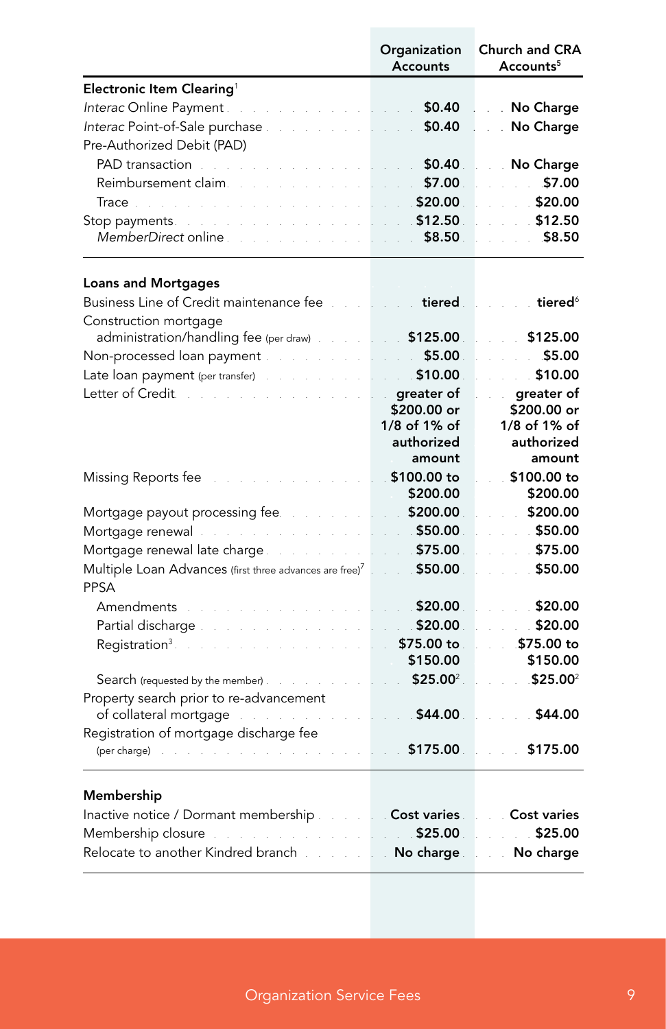| | Organization Accounts | Church and CRA Accounts[5] |
|---|---|---|
| **Electronic Item Clearing**[1] | | |
| *Interac* Online Payment | **$0.40** | **No Charge** |
| *Interac* Point-of-Sale purchase | **$0.40** | **No Charge** |
| Pre-Authorized Debit (PAD) | | |
| PAD transaction | **$0.40** | **No Charge** |
| Reimbursement claim | **$7.00** | **$7.00** |
| Trace | **$20.00** | **$20.00** |
| Stop payments | **$12.50** | **$12.50** |
| *MemberDirect* online | **$8.50** | **$8.50** |
| **Loans and Mortgages** | | |
| Business Line of Credit maintenance fee | **tiered** | **tiered**[6] |
| Construction mortgage administration/handling fee (per draw) | **$125.00** | **$125.00** |
| Non-processed loan payment | **$5.00** | **$5.00** |
| Late loan payment (per transfer) | **$10.00** | **$10.00** |
| Letter of Credit | **greater of $200.00 or 1/8 of 1% of authorized amount** | **greater of $200.00 or 1/8 of 1% of authorized amount** |
| Missing Reports fee | **$100.00 to $200.00** | **$100.00 to $200.00** |
| Mortgage payout processing fee | **$200.00** | **$200.00** |
| Mortgage renewal | **$50.00** | **$50.00** |
| Mortgage renewal late charge | **$75.00** | **$75.00** |
| Multiple Loan Advances (first three advances are free)[7] | **$50.00** | **$50.00** |
| PPSA | | |
| Amendments | **$20.00** | **$20.00** |
| Partial discharge | **$20.00** | **$20.00** |
| Registration[3] | **$75.00 to $150.00** | **$75.00 to $150.00** |
| Search (requested by the member) | **$25.00**[2] | **$25.00**[2] |
| Property search prior to re-advancement of collateral mortgage | **$44.00** | **$44.00** |
| Registration of mortgage discharge fee (per charge) | **$175.00** | **$175.00** |
| **Membership** | | |
| Inactive notice / Dormant membership | **Cost varies** | **Cost varies** |
| Membership closure | **$25.00** | **$25.00** |
| Relocate to another Kindred branch | **No charge** | **No charge** |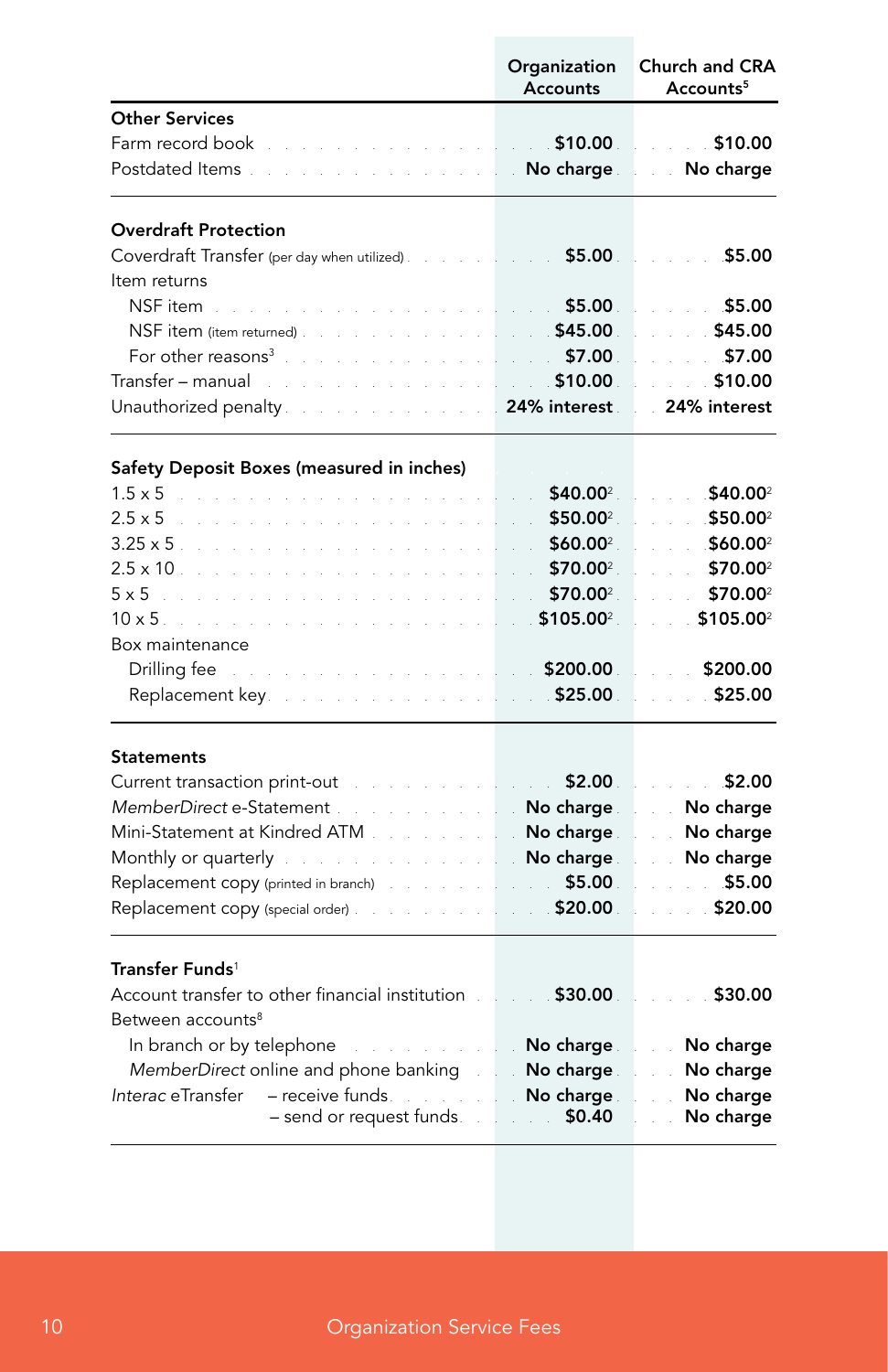| | Organization Accounts | Church and CRA Accounts[5] |
|---|---|---|
| **Other Services** | | |
| Farm record book | **$10.00** | **$10.00** |
| Postdated Items | **No charge** | **No charge** |
| **Overdraft Protection** | | |
| Coverdraft Transfer (per day when utilized) | **$5.00** | **$5.00** |
| Item returns | | |
| NSF item | **$5.00** | **$5.00** |
| NSF item (item returned) | **$45.00** | **$45.00** |
| For other reasons[3] | **$7.00** | **$7.00** |
| Transfer – manual | **$10.00** | **$10.00** |
| Unauthorized penalty | **24% interest** | **24% interest** |
| **Safety Deposit Boxes (measured in inches)** | | |
| 1.5 x 5 | **$40.00**[2] | **$40.00**[2] |
| 2.5 x 5 | **$50.00**[2] | **$50.00**[2] |
| 3.25 x 5 | **$60.00**[2] | **$60.00**[2] |
| 2.5 x 10 | **$70.00**[2] | **$70.00**[2] |
| 5 x 5 | **$70.00**[2] | **$70.00**[2] |
| 10 x 5 | **$105.00**[2] | **$105.00**[2] |
| Box maintenance | | |
| Drilling fee | **$200.00** | **$200.00** |
| Replacement key | **$25.00** | **$25.00** |
| **Statements** | | |
| Current transaction print-out | **$2.00** | **$2.00** |
| *MemberDirect* e-Statement | **No charge** | **No charge** |
| Mini-Statement at Kindred ATM | **No charge** | **No charge** |
| Monthly or quarterly | **No charge** | **No charge** |
| Replacement copy (printed in branch) | **$5.00** | **$5.00** |
| Replacement copy (special order) | **$20.00** | **$20.00** |
| **Transfer Funds**[1] | | |
| Account transfer to other financial institution | **$30.00** | **$30.00** |
| Between accounts[8] | | |
| In branch or by telephone | **No charge** | **No charge** |
| *MemberDirect* online and phone banking | **No charge** | **No charge** |
| *Interac* eTransfer – receive funds | **No charge** | **No charge** |
| – send or request funds | **$0.40** | **No charge** |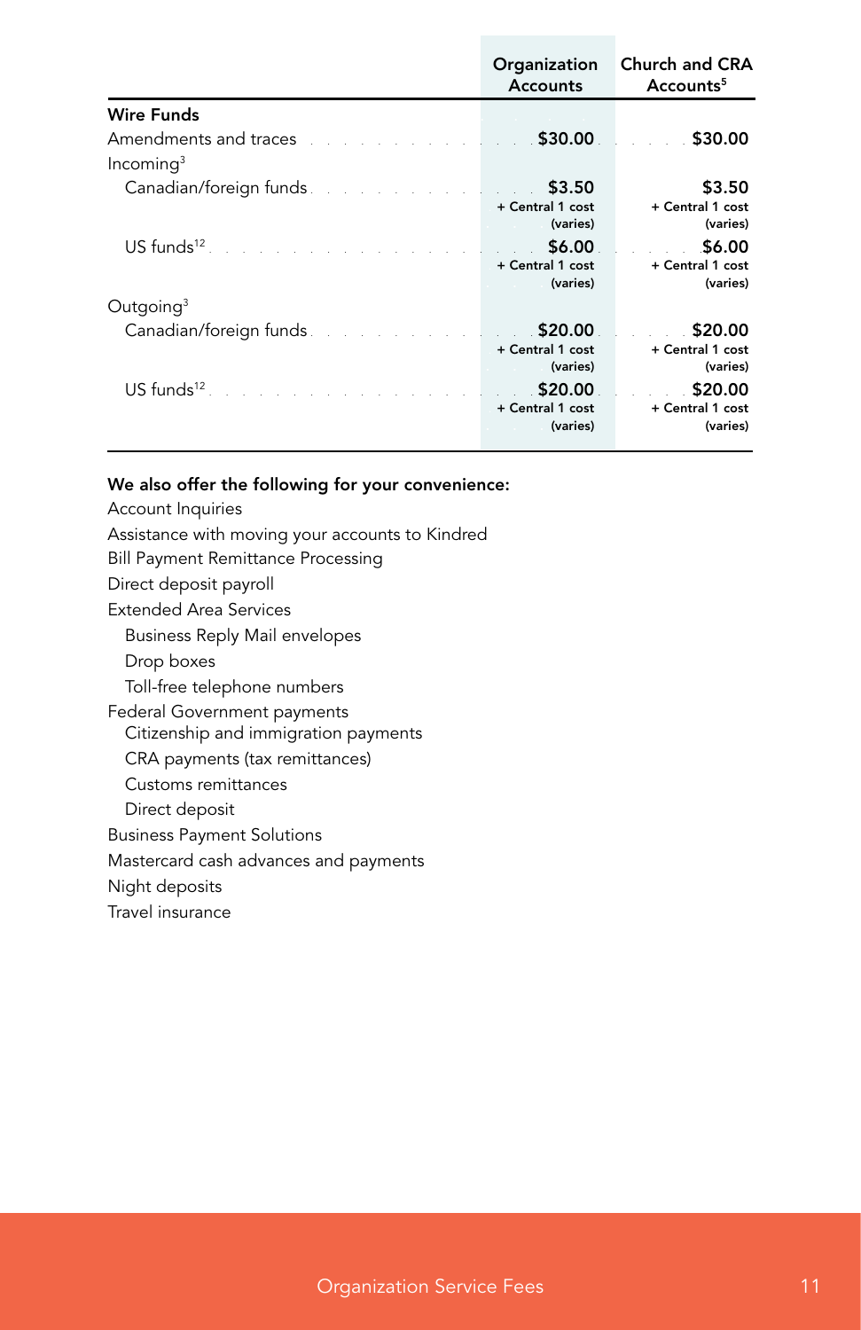| | Organization Accounts | Church and CRA Accounts[5] |
|---|---|---|
| **Wire Funds** | | |
| Amendments and traces | **$30.00** | **$30.00** |
| Incoming[3] | | |
| Canadian/foreign funds | **$3.50** + Central 1 cost (varies) | **$3.50** + Central 1 cost (varies) |
| US funds[12] | **$6.00** + Central 1 cost (varies) | **$6.00** + Central 1 cost (varies) |
| Outgoing[3] | | |
| Canadian/foreign funds | **$20.00** + Central 1 cost (varies) | **$20.00** + Central 1 cost (varies) |
| US funds[12] | **$20.00** + Central 1 cost (varies) | **$20.00** + Central 1 cost (varies) |

**We also offer the following for your convenience:**

- Account Inquiries
- Assistance with moving your accounts to Kindred
- Bill Payment Remittance Processing
- Direct deposit payroll
- Extended Area Services
  - Business Reply Mail envelopes
  - Drop boxes
  - Toll-free telephone numbers
- Federal Government payments
  - Citizenship and immigration payments
  - CRA payments (tax remittances)
  - Customs remittances
  - Direct deposit
- Business Payment Solutions
- Mastercard cash advances and payments
- Night deposits
- Travel insurance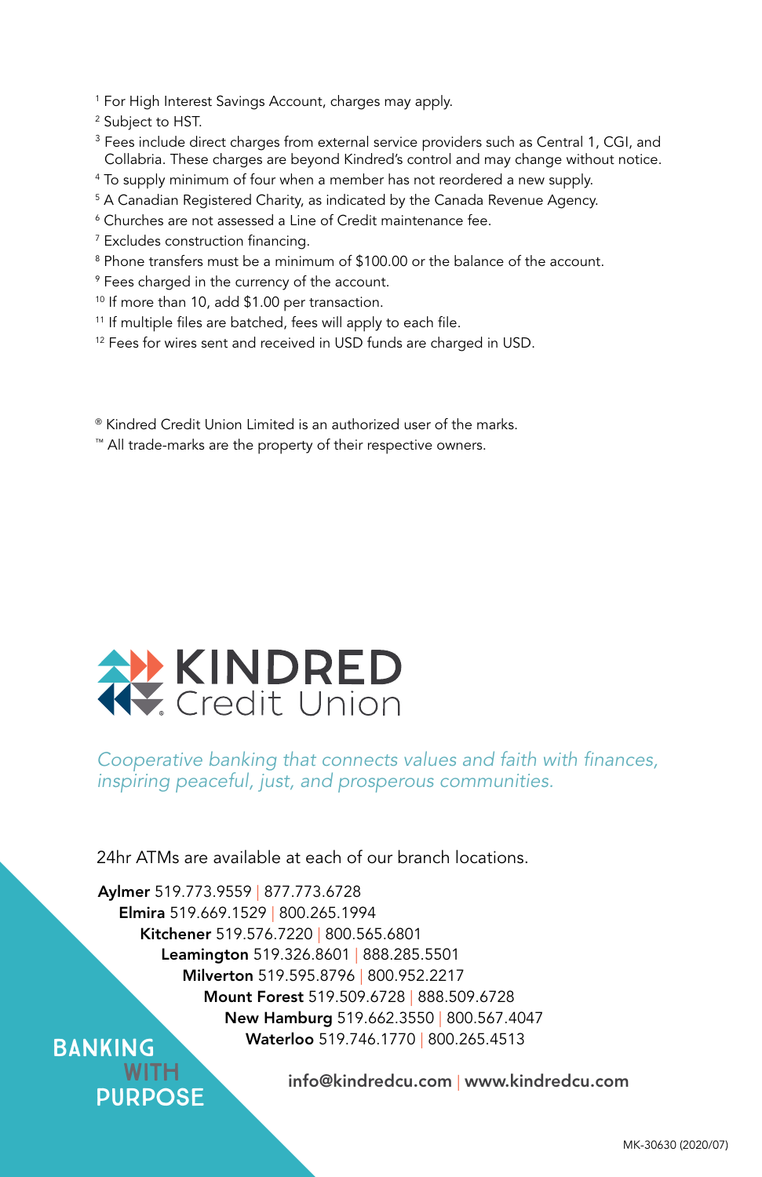[1] For High Interest Savings Account, charges may apply.

[2] Subject to HST.

[3] Fees include direct charges from external service providers such as Central 1, CGI, and Collabria. These charges are beyond Kindred's control and may change without notice.

[4] To supply minimum of four when a member has not reordered a new supply.

[5] A Canadian Registered Charity, as indicated by the Canada Revenue Agency.

[6] Churches are not assessed a Line of Credit maintenance fee.

[7] Excludes construction financing.

[8] Phone transfers must be a minimum of $100.00 or the balance of the account.

[9] Fees charged in the currency of the account.

[10] If more than 10, add $1.00 per transaction.

[11] If multiple files are batched, fees will apply to each file.

[12] Fees for wires sent and received in USD funds are charged in USD.

® Kindred Credit Union Limited is an authorized user of the marks.

™ All trade-marks are the property of their respective owners.

**KINDRED** Credit Union

*Cooperative banking that connects values and faith with finances, inspiring peaceful, just, and prosperous communities.*

24hr ATMs are available at each of our branch locations.

**Aylmer** 519.773.9559 | 877.773.6728

**Elmira** 519.669.1529 | 800.265.1994

**Kitchener** 519.576.7220 | 800.565.6801

**Leamington** 519.326.8601 | 888.285.5501

**Milverton** 519.595.8796 | 800.952.2217

**Mount Forest** 519.509.6728 | 888.509.6728

**New Hamburg** 519.662.3550 | 800.567.4047

**Waterloo** 519.746.1770 | 800.265.4513

**BANKING WITH PURPOSE**

**info@kindredcu.com** | **www.kindredcu.com**

MK-30630 (2020/07)